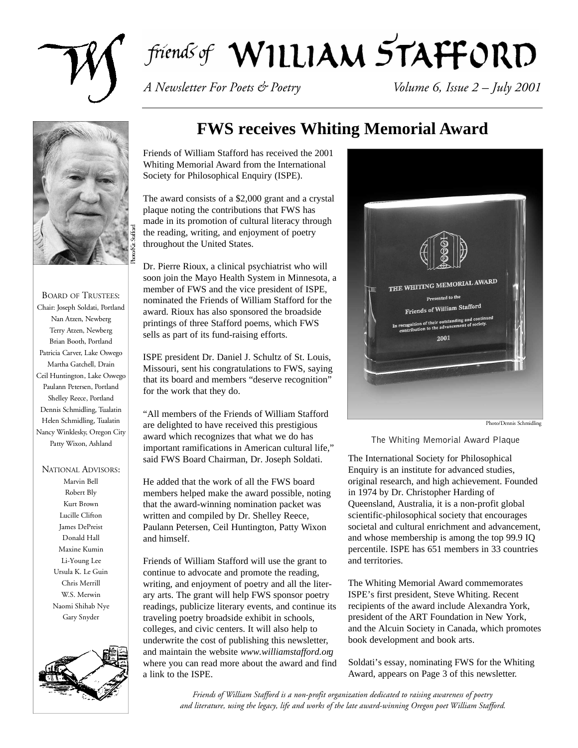# friends of WILLIAM STAFFORD

*A Newsletter For Poets & Poetry* *Volume 6, Issue 2 – July 2001*

Photo/Kit Stafford

BOARD OF TRUSTEES:
Chair: Joseph Soldati, Portland
Nan Atzen, Newberg
Terry Atzen, Newberg
Brian Booth, Portland
Patricia Carver, Lake Oswego
Martha Gatchell, Drain
Ceil Huntington, Lake Oswego
Paulann Petersen, Portland
Shelley Reece, Portland
Dennis Schmidling, Tualatin
Helen Schmidling, Tualatin
Nancy Winklesky, Oregon City
Patty Wixon, Ashland

NATIONAL ADVISORS:
Marvin Bell
Robert Bly
Kurt Brown
Lucille Clifton
James DePreist
Donald Hall
Maxine Kumin
Li-Young Lee
Ursula K. Le Guin
Chris Merrill
W.S. Merwin
Naomi Shihab Nye
Gary Snyder

## FWS receives Whiting Memorial Award

Friends of William Stafford has received the 2001 Whiting Memorial Award from the International Society for Philosophical Enquiry (ISPE).

The award consists of a $2,000 grant and a crystal plaque noting the contributions that FWS has made in its promotion of cultural literacy through the reading, writing, and enjoyment of poetry throughout the United States.

Dr. Pierre Rioux, a clinical psychiatrist who will soon join the Mayo Health System in Minnesota, a member of FWS and the vice president of ISPE, nominated the Friends of William Stafford for the award. Rioux has also sponsored the broadside printings of three Stafford poems, which FWS sells as part of its fund-raising efforts.

ISPE president Dr. Daniel J. Schultz of St. Louis, Missouri, sent his congratulations to FWS, saying that its board and members "deserve recognition" for the work that they do.

"All members of the Friends of William Stafford are delighted to have received this prestigious award which recognizes that what we do has important ramifications in American cultural life," said FWS Board Chairman, Dr. Joseph Soldati.

He added that the work of all the FWS board members helped make the award possible, noting that the award-winning nomination packet was written and compiled by Dr. Shelley Reece, Paulann Petersen, Ceil Huntington, Patty Wixon and himself.

Friends of William Stafford will use the grant to continue to advocate and promote the reading, writing, and enjoyment of poetry and all the literary arts. The grant will help FWS sponsor poetry readings, publicize literary events, and continue its traveling poetry broadside exhibit in schools, colleges, and civic centers. It will also help to underwrite the cost of publishing this newsletter, and maintain the website *www.williamstafford.org* where you can read more about the award and find a link to the ISPE.

Photo/Dennis Schmidling

The Whiting Memorial Award Plaque

The International Society for Philosophical Enquiry is an institute for advanced studies, original research, and high achievement. Founded in 1974 by Dr. Christopher Harding of Queensland, Australia, it is a non-profit global scientific-philosophical society that encourages societal and cultural enrichment and advancement, and whose membership is among the top 99.9 IQ percentile. ISPE has 651 members in 33 countries and territories.

The Whiting Memorial Award commemorates ISPE's first president, Steve Whiting. Recent recipients of the award include Alexandra York, president of the ART Foundation in New York, and the Alcuin Society in Canada, which promotes book development and book arts.

Soldati's essay, nominating FWS for the Whiting Award, appears on Page 3 of this newsletter.

*Friends of William Stafford is a non-profit organization dedicated to raising awareness of poetry and literature, using the legacy, life and works of the late award-winning Oregon poet William Stafford.*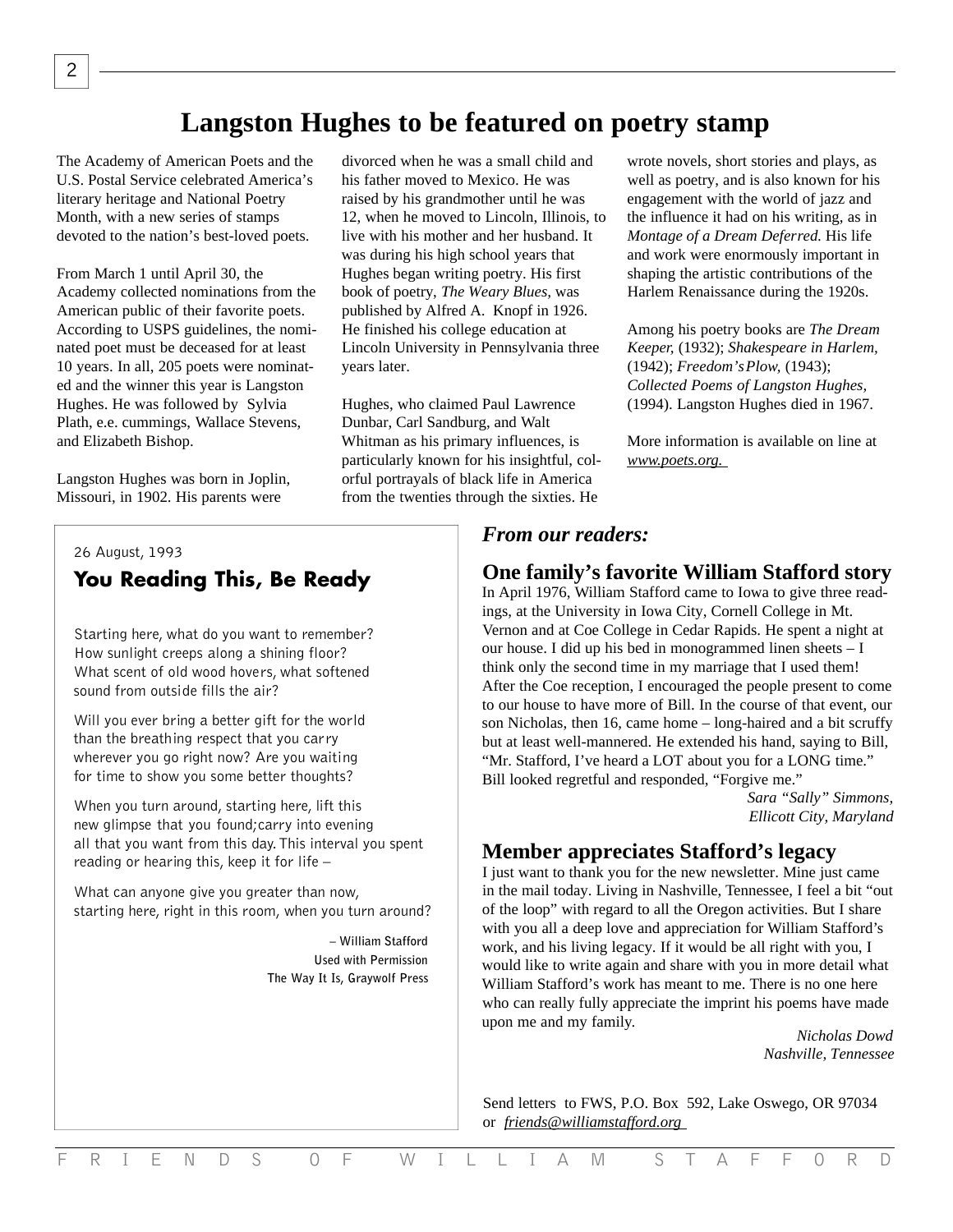# Langston Hughes to be featured on poetry stamp

The Academy of American Poets and the U.S. Postal Service celebrated America's literary heritage and National Poetry Month, with a new series of stamps devoted to the nation's best-loved poets.

From March 1 until April 30, the Academy collected nominations from the American public of their favorite poets. According to USPS guidelines, the nominated poet must be deceased for at least 10 years. In all, 205 poets were nominated and the winner this year is Langston Hughes. He was followed by Sylvia Plath, e.e. cummings, Wallace Stevens, and Elizabeth Bishop.

Langston Hughes was born in Joplin, Missouri, in 1902. His parents were divorced when he was a small child and his father moved to Mexico. He was raised by his grandmother until he was 12, when he moved to Lincoln, Illinois, to live with his mother and her husband. It was during his high school years that Hughes began writing poetry. His first book of poetry, *The Weary Blues,* was published by Alfred A. Knopf in 1926. He finished his college education at Lincoln University in Pennsylvania three years later.

Hughes, who claimed Paul Lawrence Dunbar, Carl Sandburg, and Walt Whitman as his primary influences, is particularly known for his insightful, colorful portrayals of black life in America from the twenties through the sixties. He wrote novels, short stories and plays, as well as poetry, and is also known for his engagement with the world of jazz and the influence it had on his writing, as in *Montage of a Dream Deferred.* His life and work were enormously important in shaping the artistic contributions of the Harlem Renaissance during the 1920s.

Among his poetry books are *The Dream Keeper,* (1932); *Shakespeare in Harlem,* (1942); *Freedom's Plow,* (1943); *Collected Poems of Langston Hughes,* (1994). Langston Hughes died in 1967.

More information is available on line at www.poets.org.

---

26 August, 1993

## You Reading This, Be Ready

Starting here, what do you want to remember?
How sunlight creeps along a shining floor?
What scent of old wood hovers, what softened
sound from outside fills the air?

Will you ever bring a better gift for the world
than the breathing respect that you carry
wherever you go right now? Are you waiting
for time to show you some better thoughts?

When you turn around, starting here, lift this
new glimpse that you found;carry into evening
all that you want from this day. This interval you spent
reading or hearing this, keep it for life –

What can anyone give you greater than now,
starting here, right in this room, when you turn around?

– William Stafford
Used with Permission
The Way It Is, Graywolf Press

---

## *From our readers:*

### One family's favorite William Stafford story

In April 1976, William Stafford came to Iowa to give three readings, at the University in Iowa City, Cornell College in Mt. Vernon and at Coe College in Cedar Rapids. He spent a night at our house. I did up his bed in monogrammed linen sheets – I think only the second time in my marriage that I used them! After the Coe reception, I encouraged the people present to come to our house to have more of Bill. In the course of that event, our son Nicholas, then 16, came home – long-haired and a bit scruffy but at least well-mannered. He extended his hand, saying to Bill, "Mr. Stafford, I've heard a LOT about you for a LONG time." Bill looked regretful and responded, "Forgive me."

*Sara "Sally" Simmons,*
*Ellicott City, Maryland*

### Member appreciates Stafford's legacy

I just want to thank you for the new newsletter. Mine just came in the mail today. Living in Nashville, Tennessee, I feel a bit "out of the loop" with regard to all the Oregon activities. But I share with you all a deep love and appreciation for William Stafford's work, and his living legacy. If it would be all right with you, I would like to write again and share with you in more detail what William Stafford's work has meant to me. There is no one here who can really fully appreciate the imprint his poems have made upon me and my family.

*Nicholas Dowd*
*Nashville, Tennessee*

Send letters to FWS, P.O. Box 592, Lake Oswego, OR 97034 or *friends@williamstafford.org*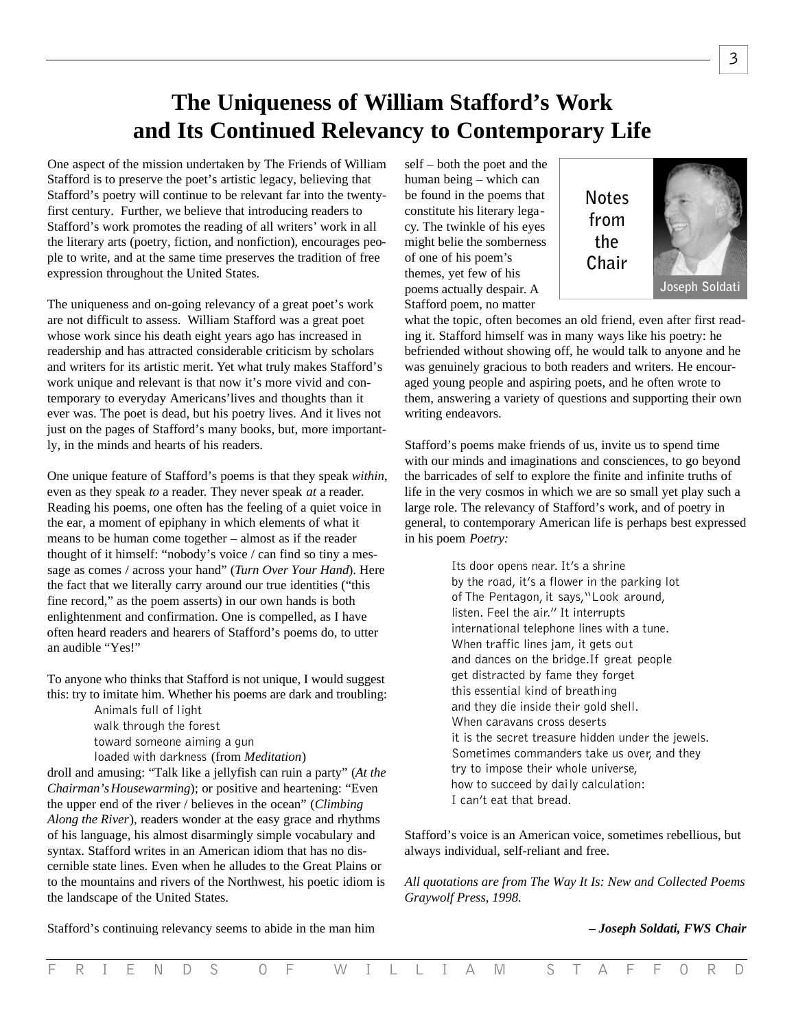# The Uniqueness of William Stafford's Work and Its Continued Relevancy to Contemporary Life

One aspect of the mission undertaken by The Friends of William Stafford is to preserve the poet's artistic legacy, believing that Stafford's poetry will continue to be relevant far into the twenty-first century. Further, we believe that introducing readers to Stafford's work promotes the reading of all writers' work in all the literary arts (poetry, fiction, and nonfiction), encourages people to write, and at the same time preserves the tradition of free expression throughout the United States.

The uniqueness and on-going relevancy of a great poet's work are not difficult to assess. William Stafford was a great poet whose work since his death eight years ago has increased in readership and has attracted considerable criticism by scholars and writers for its artistic merit. Yet what truly makes Stafford's work unique and relevant is that now it's more vivid and contemporary to everyday Americans'lives and thoughts than it ever was. The poet is dead, but his poetry lives. And it lives not just on the pages of Stafford's many books, but, more importantly, in the minds and hearts of his readers.

One unique feature of Stafford's poems is that they speak *within*, even as they speak *to* a reader. They never speak *at* a reader. Reading his poems, one often has the feeling of a quiet voice in the ear, a moment of epiphany in which elements of what it means to be human come together – almost as if the reader thought of it himself: "nobody's voice / can find so tiny a message as comes / across your hand" (*Turn Over Your Hand*). Here the fact that we literally carry around our true identities ("this fine record," as the poem asserts) in our own hands is both enlightenment and confirmation. One is compelled, as I have often heard readers and hearers of Stafford's poems do, to utter an audible "Yes!"

To anyone who thinks that Stafford is not unique, I would suggest this: try to imitate him. Whether his poems are dark and troubling:

> Animals full of light
> walk through the forest
> toward someone aiming a gun
> loaded with darkness (from *Meditation*)

droll and amusing: "Talk like a jellyfish can ruin a party" (*At the Chairman's Housewarming*); or positive and heartening: "Even the upper end of the river / believes in the ocean" (*Climbing Along the River*), readers wonder at the easy grace and rhythms of his language, his almost disarmingly simple vocabulary and syntax. Stafford writes in an American idiom that has no discernible state lines. Even when he alludes to the Great Plains or to the mountains and rivers of the Northwest, his poetic idiom is the landscape of the United States.

Stafford's continuing relevancy seems to abide in the man himself – both the poet and the human being – which can be found in the poems that constitute his literary legacy. The twinkle of his eyes might belie the somberness of one of his poem's themes, yet few of his poems actually despair. A Stafford poem, no matter what the topic, often becomes an old friend, even after first reading it. Stafford himself was in many ways like his poetry: he befriended without showing off, he would talk to anyone and he was genuinely gracious to both readers and writers. He encouraged young people and aspiring poets, and he often wrote to them, answering a variety of questions and supporting their own writing endeavors.

**Notes from the Chair**

Joseph Soldati

Stafford's poems make friends of us, invite us to spend time with our minds and imaginations and consciences, to go beyond the barricades of self to explore the finite and infinite truths of life in the very cosmos in which we are so small yet play such a large role. The relevancy of Stafford's work, and of poetry in general, to contemporary American life is perhaps best expressed in his poem *Poetry:*

> Its door opens near. It's a shrine
> by the road, it's a flower in the parking lot
> of The Pentagon, it says,"Look around,
> listen. Feel the air." It interrupts
> international telephone lines with a tune.
> When traffic lines jam, it gets out
> and dances on the bridge.If great people
> get distracted by fame they forget
> this essential kind of breathing
> and they die inside their gold shell.
> When caravans cross deserts
> it is the secret treasure hidden under the jewels.
> Sometimes commanders take us over, and they
> try to impose their whole universe,
> how to succeed by daily calculation:
> I can't eat that bread.

Stafford's voice is an American voice, sometimes rebellious, but always individual, self-reliant and free.

*All quotations are from The Way It Is: New and Collected Poems Graywolf Press, 1998.*

***– Joseph Soldati, FWS Chair***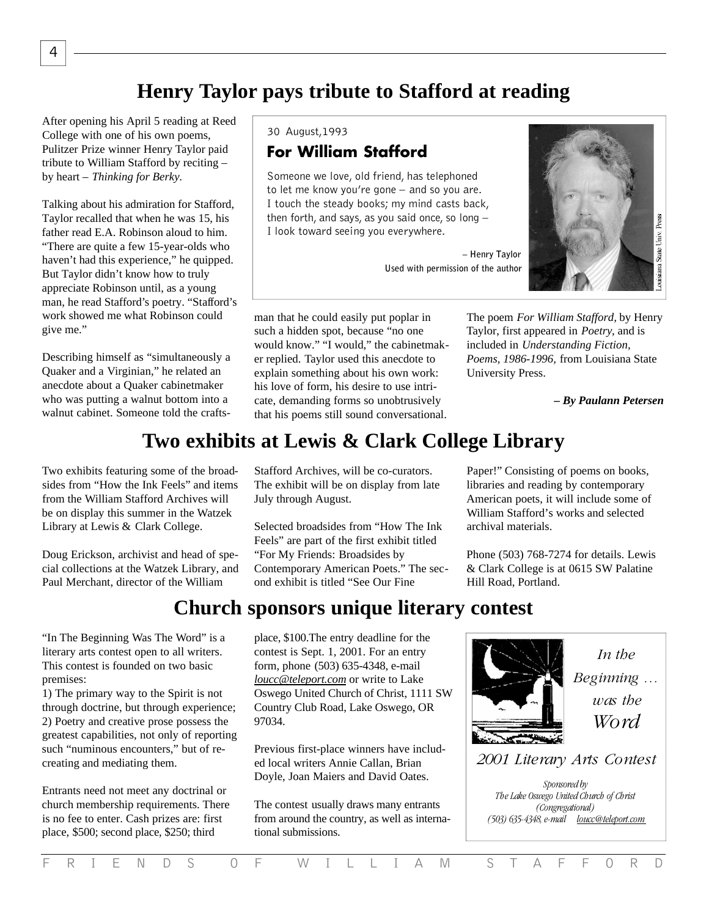# Henry Taylor pays tribute to Stafford at reading

After opening his April 5 reading at Reed College with one of his own poems, Pulitzer Prize winner Henry Taylor paid tribute to William Stafford by reciting – by heart – *Thinking for Berky*.

Talking about his admiration for Stafford, Taylor recalled that when he was 15, his father read E.A. Robinson aloud to him. "There are quite a few 15-year-olds who haven't had this experience," he quipped. But Taylor didn't know how to truly appreciate Robinson until, as a young man, he read Stafford's poetry. "Stafford's work showed me what Robinson could give me."

Describing himself as "simultaneously a Quaker and a Virginian," he related an anecdote about a Quaker cabinetmaker who was putting a walnut bottom into a walnut cabinet. Someone told the craftsman that he could easily put poplar in such a hidden spot, because "no one would know." "I would," the cabinetmaker replied. Taylor used this anecdote to explain something about his own work: his love of form, his desire to use intricate, demanding forms so unobtrusively that his poems still sound conversational.

> 30 August,1993
>
> **For William Stafford**
>
> Someone we love, old friend, has telephoned
> to let me know you're gone – and so you are.
> I touch the steady books; my mind casts back,
> then forth, and says, as you said once, so long –
> I look toward seeing you everywhere.
>
> – Henry Taylor
> Used with permission of the author

Louisiana State Univ. Press

The poem *For William Stafford*, by Henry Taylor, first appeared in *Poetry*, and is included in *Understanding Fiction, Poems, 1986-1996*, from Louisiana State University Press.

***– By Paulann Petersen***

# Two exhibits at Lewis & Clark College Library

Two exhibits featuring some of the broadsides from "How the Ink Feels" and items from the William Stafford Archives will be on display this summer in the Watzek Library at Lewis & Clark College.

Doug Erickson, archivist and head of special collections at the Watzek Library, and Paul Merchant, director of the William Stafford Archives, will be co-curators. The exhibit will be on display from late July through August.

Selected broadsides from "How The Ink Feels" are part of the first exhibit titled "For My Friends: Broadsides by Contemporary American Poets." The second exhibit is titled "See Our Fine Paper!" Consisting of poems on books, libraries and reading by contemporary American poets, it will include some of William Stafford's works and selected archival materials.

Phone (503) 768-7274 for details. Lewis & Clark College is at 0615 SW Palatine Hill Road, Portland.

# Church sponsors unique literary contest

"In The Beginning Was The Word" is a literary arts contest open to all writers. This contest is founded on two basic premises:

1) The primary way to the Spirit is not through doctrine, but through experience;
2) Poetry and creative prose possess the greatest capabilities, not only of reporting such "numinous encounters," but of re-creating and mediating them.

Entrants need not meet any doctrinal or church membership requirements. There is no fee to enter. Cash prizes are: first place, $500; second place, $250; third place, $100.The entry deadline for the contest is Sept. 1, 2001. For an entry form, phone (503) 635-4348, e-mail loucc@teleport.com or write to Lake Oswego United Church of Christ, 1111 SW Country Club Road, Lake Oswego, OR 97034.

Previous first-place winners have included local writers Annie Callan, Brian Doyle, Joan Maiers and David Oates.

The contest usually draws many entrants from around the country, as well as international submissions.

> *In the Beginning … was the Word*
>
> *2001 Literary Arts Contest*
>
> *Sponsored by The Lake Oswego United Church of Christ (Congregational) (503) 635-4348, e-mail loucc@teleport.com*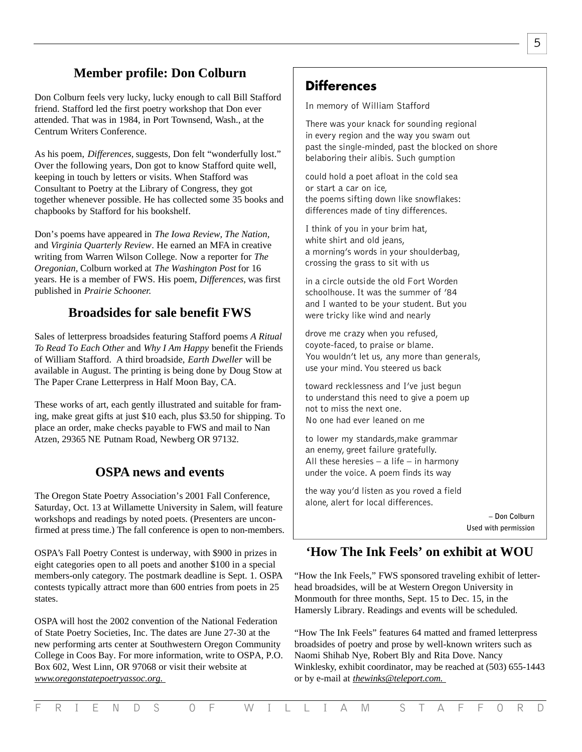## Member profile: Don Colburn

Don Colburn feels very lucky, lucky enough to call Bill Stafford friend. Stafford led the first poetry workshop that Don ever attended. That was in 1984, in Port Townsend, Wash., at the Centrum Writers Conference.

As his poem, *Differences*, suggests, Don felt "wonderfully lost." Over the following years, Don got to know Stafford quite well, keeping in touch by letters or visits. When Stafford was Consultant to Poetry at the Library of Congress, they got together whenever possible. He has collected some 35 books and chapbooks by Stafford for his bookshelf.

Don's poems have appeared in *The Iowa Review*, *The Nation*, and *Virginia Quarterly Review*. He earned an MFA in creative writing from Warren Wilson College. Now a reporter for *The Oregonian*, Colburn worked at *The Washington Post* for 16 years. He is a member of FWS. His poem, *Differences*, was first published in *Prairie Schooner.*

## Differences

In memory of William Stafford

There was your knack for sounding regional
in every region and the way you swam out
past the single-minded, past the blocked on shore
belaboring their alibis. Such gumption

could hold a poet afloat in the cold sea
or start a car on ice,
the poems sifting down like snowflakes:
differences made of tiny differences.

I think of you in your brim hat,
white shirt and old jeans,
a morning's words in your shoulderbag,
crossing the grass to sit with us

in a circle outside the old Fort Worden
schoolhouse. It was the summer of '84
and I wanted to be your student. But you
were tricky like wind and nearly

drove me crazy when you refused,
coyote-faced, to praise or blame.
You wouldn't let us, any more than generals,
use your mind. You steered us back

toward recklessness and I've just begun
to understand this need to give a poem up
not to miss the next one.
No one had ever leaned on me

to lower my standards,make grammar
an enemy, greet failure gratefully.
All these heresies – a life – in harmony
under the voice. A poem finds its way

the way you'd listen as you roved a field
alone, alert for local differences.

– Don Colburn
Used with permission

## Broadsides for sale benefit FWS

Sales of letterpress broadsides featuring Stafford poems *A Ritual To Read To Each Other* and *Why I Am Happy* benefit the Friends of William Stafford. A third broadside, *Earth Dweller* will be available in August. The printing is being done by Doug Stow at The Paper Crane Letterpress in Half Moon Bay, CA.

These works of art, each gently illustrated and suitable for framing, make great gifts at just $10 each, plus $3.50 for shipping. To place an order, make checks payable to FWS and mail to Nan Atzen, 29365 NE Putnam Road, Newberg OR 97132.

## OSPA news and events

The Oregon State Poetry Association's 2001 Fall Conference, Saturday, Oct. 13 at Willamette University in Salem, will feature workshops and readings by noted poets. (Presenters are unconfirmed at press time.) The fall conference is open to non-members.

OSPA's Fall Poetry Contest is underway, with $900 in prizes in eight categories open to all poets and another $100 in a special members-only category. The postmark deadline is Sept. 1. OSPA contests typically attract more than 600 entries from poets in 25 states.

OSPA will host the 2002 convention of the National Federation of State Poetry Societies, Inc. The dates are June 27-30 at the new performing arts center at Southwestern Oregon Community College in Coos Bay. For more information, write to OSPA, P.O. Box 602, West Linn, OR 97068 or visit their website at *www.oregonstatepoetryassoc.org.*

## 'How The Ink Feels' on exhibit at WOU

"How the Ink Feels," FWS sponsored traveling exhibit of letterhead broadsides, will be at Western Oregon University in Monmouth for three months, Sept. 15 to Dec. 15, in the Hamersly Library. Readings and events will be scheduled.

"How The Ink Feels" features 64 matted and framed letterpress broadsides of poetry and prose by well-known writers such as Naomi Shihab Nye, Robert Bly and Rita Dove. Nancy Winklesky, exhibit coordinator, may be reached at (503) 655-1443 or by e-mail at *thewinks@teleport.com.*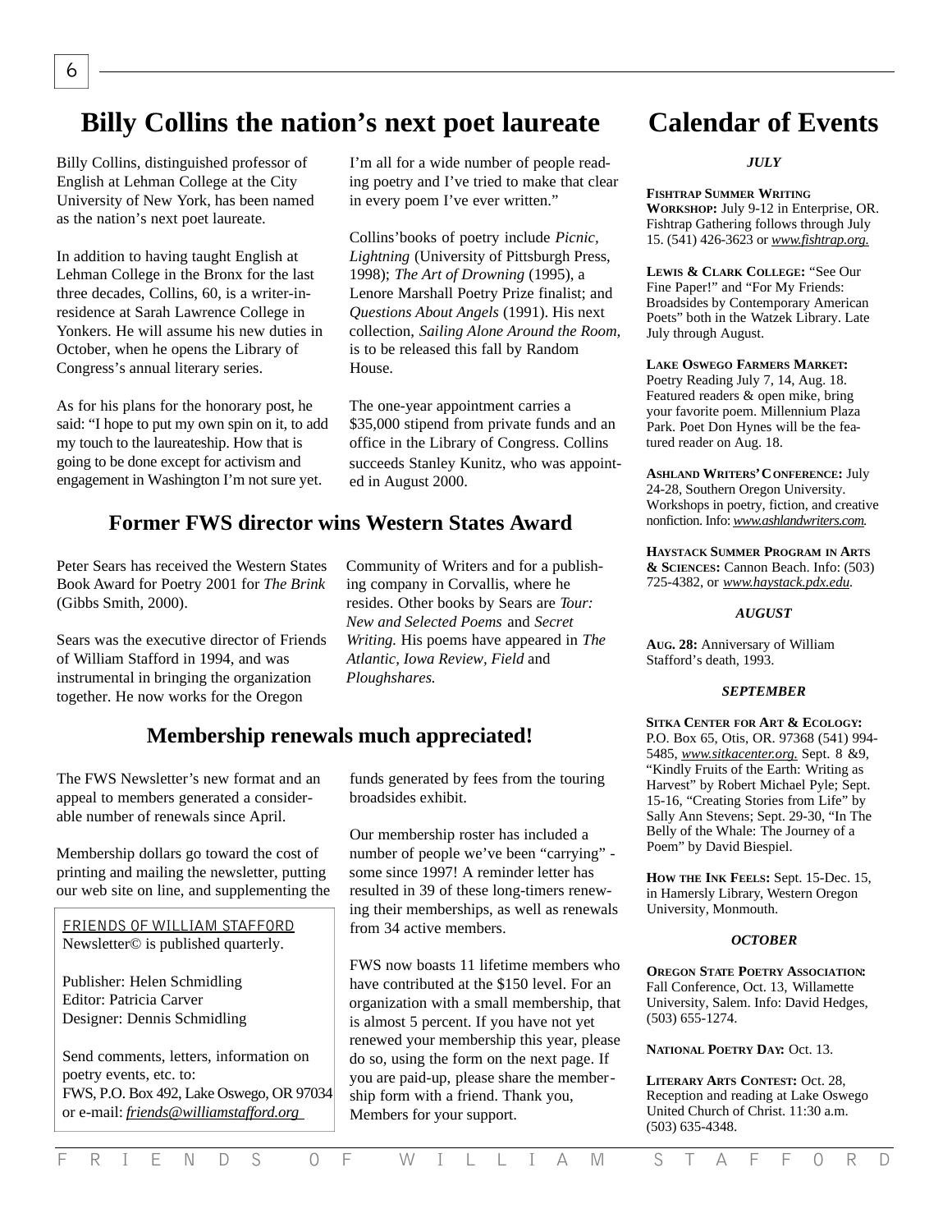# Billy Collins the nation's next poet laureate

Billy Collins, distinguished professor of English at Lehman College at the City University of New York, has been named as the nation's next poet laureate.

In addition to having taught English at Lehman College in the Bronx for the last three decades, Collins, 60, is a writer-in-residence at Sarah Lawrence College in Yonkers. He will assume his new duties in October, when he opens the Library of Congress's annual literary series.

As for his plans for the honorary post, he said: "I hope to put my own spin on it, to add my touch to the laureateship. How that is going to be done except for activism and engagement in Washington I'm not sure yet. I'm all for a wide number of people reading poetry and I've tried to make that clear in every poem I've ever written."

Collins' books of poetry include *Picnic, Lightning* (University of Pittsburgh Press, 1998); *The Art of Drowning* (1995), a Lenore Marshall Poetry Prize finalist; and *Questions About Angels* (1991). His next collection, *Sailing Alone Around the Room,* is to be released this fall by Random House.

The one-year appointment carries a $35,000 stipend from private funds and an office in the Library of Congress. Collins succeeds Stanley Kunitz, who was appointed in August 2000.

## Former FWS director wins Western States Award

Peter Sears has received the Western States Book Award for Poetry 2001 for *The Brink* (Gibbs Smith, 2000).

Sears was the executive director of Friends of William Stafford in 1994, and was instrumental in bringing the organization together. He now works for the Oregon Community of Writers and for a publishing company in Corvallis, where he resides. Other books by Sears are *Tour: New and Selected Poems* and *Secret Writing.* His poems have appeared in *The Atlantic, Iowa Review, Field* and *Ploughshares.*

## Membership renewals much appreciated!

The FWS Newsletter's new format and an appeal to members generated a considerable number of renewals since April.

Membership dollars go toward the cost of printing and mailing the newsletter, putting our web site on line, and supplementing the funds generated by fees from the touring broadsides exhibit.

Our membership roster has included a number of people we've been "carrying" - some since 1997! A reminder letter has resulted in 39 of these long-timers renewing their memberships, as well as renewals from 34 active members.

FWS now boasts 11 lifetime members who have contributed at the $150 level. For an organization with a small membership, that is almost 5 percent. If you have not yet renewed your membership this year, please do so, using the form on the next page. If you are paid-up, please share the membership form with a friend. Thank you, Members for your support.

FRIENDS OF WILLIAM STAFFORD Newsletter© is published quarterly.

Publisher: Helen Schmidling
Editor: Patricia Carver
Designer: Dennis Schmidling

Send comments, letters, information on poetry events, etc. to:
FWS, P.O. Box 492, Lake Oswego, OR 97034
or e-mail: *friends@williamstafford.org*

# Calendar of Events

***JULY***

**Fishtrap Summer Writing Workshop:** July 9-12 in Enterprise, OR. Fishtrap Gathering follows through July 15. (541) 426-3623 or *www.fishtrap.org.*

**Lewis & Clark College:** "See Our Fine Paper!" and "For My Friends: Broadsides by Contemporary American Poets" both in the Watzek Library. Late July through August.

**Lake Oswego Farmers Market:** Poetry Reading July 7, 14, Aug. 18. Featured readers & open mike, bring your favorite poem. Millennium Plaza Park. Poet Don Hynes will be the featured reader on Aug. 18.

**Ashland Writers' Conference:** July 24-28, Southern Oregon University. Workshops in poetry, fiction, and creative nonfiction. Info: *www.ashlandwriters.com.*

**Haystack Summer Program in Arts & Sciences:** Cannon Beach. Info: (503) 725-4382, or *www.haystack.pdx.edu*.

***AUGUST***

**Aug. 28:** Anniversary of William Stafford's death, 1993.

***SEPTEMBER***

**Sitka Center for Art & Ecology:** P.O. Box 65, Otis, OR. 97368 (541) 994-5485, *www.sitkacenter.org.* Sept. 8 &9, "Kindly Fruits of the Earth: Writing as Harvest" by Robert Michael Pyle; Sept. 15-16, "Creating Stories from Life" by Sally Ann Stevens; Sept. 29-30, "In The Belly of the Whale: The Journey of a Poem" by David Biespiel.

**How the Ink Feels:** Sept. 15-Dec. 15, in Hamersly Library, Western Oregon University, Monmouth.

***OCTOBER***

**Oregon State Poetry Association:** Fall Conference, Oct. 13, Willamette University, Salem. Info: David Hedges, (503) 655-1274.

**National Poetry Day:** Oct. 13.

**Literary Arts Contest:** Oct. 28, Reception and reading at Lake Oswego United Church of Christ. 11:30 a.m. (503) 635-4348.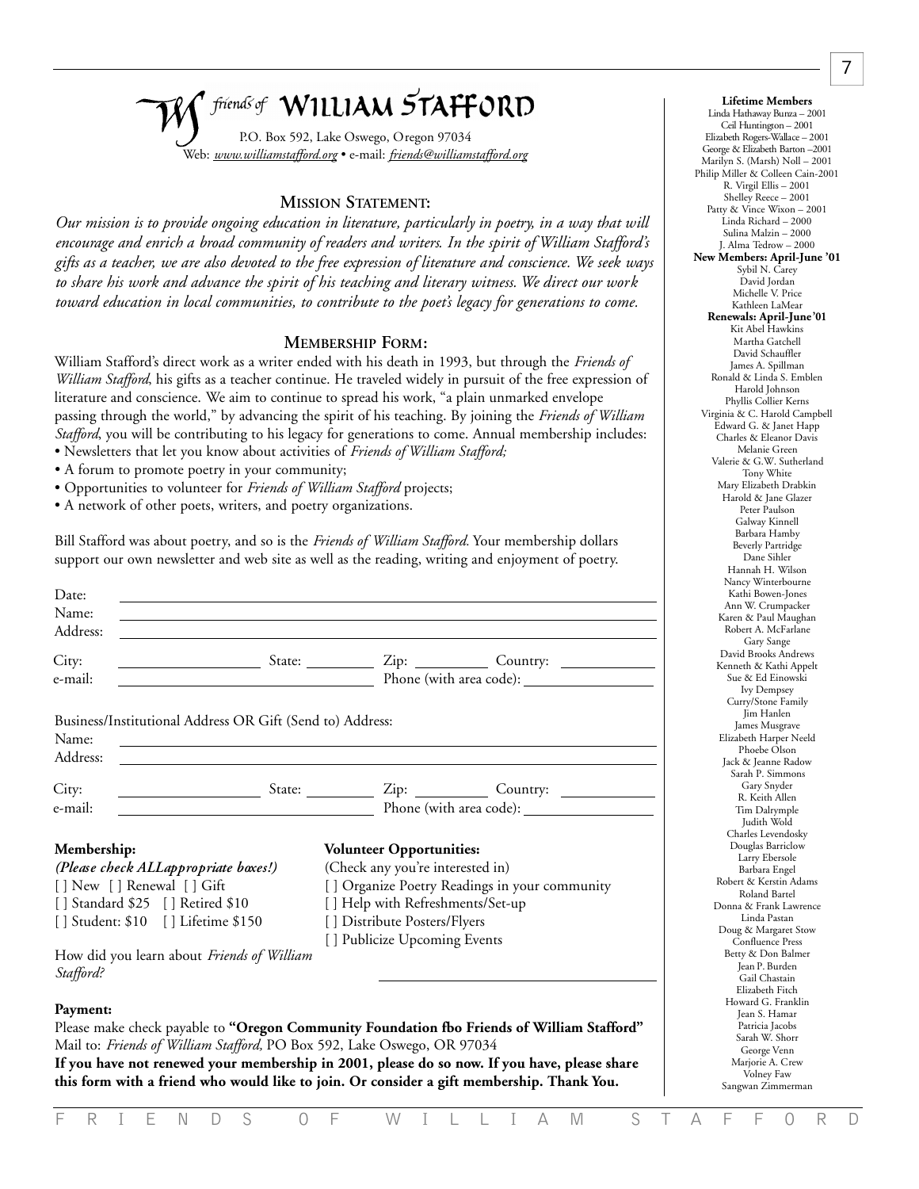# *friends of* WILLIAM STAFFORD

P.O. Box 592, Lake Oswego, Oregon 97034
Web: *www.williamstafford.org* • e-mail: *friends@williamstafford.org*

## MISSION STATEMENT:

*Our mission is to provide ongoing education in literature, particularly in poetry, in a way that will encourage and enrich a broad community of readers and writers. In the spirit of William Stafford's gifts as a teacher, we are also devoted to the free expression of literature and conscience. We seek ways to share his work and advance the spirit of his teaching and literary witness. We direct our work toward education in local communities, to contribute to the poet's legacy for generations to come.*

## MEMBERSHIP FORM:

William Stafford's direct work as a writer ended with his death in 1993, but through the *Friends of William Stafford*, his gifts as a teacher continue. He traveled widely in pursuit of the free expression of literature and conscience. We aim to continue to spread his work, "a plain unmarked envelope passing through the world," by advancing the spirit of his teaching. By joining the *Friends of William Stafford*, you will be contributing to his legacy for generations to come. Annual membership includes:

- Newsletters that let you know about activities of *Friends of William Stafford;*
- A forum to promote poetry in your community;
- Opportunities to volunteer for *Friends of William Stafford* projects;
- A network of other poets, writers, and poetry organizations.

Bill Stafford was about poetry, and so is the *Friends of William Stafford*. Your membership dollars support our own newsletter and web site as well as the reading, writing and enjoyment of poetry.

Date: ______________________
Name: ______________________
Address: ______________________
City: __________ State: ______ Zip: ______ Country: ______
e-mail: ______________ Phone (with area code): ______________

Business/Institutional Address OR Gift (Send to) Address:
Name: ______________________
Address: ______________________
City: __________ State: ______ Zip: ______ Country: ______
e-mail: ______________ Phone (with area code): ______________

**Membership:**
***(Please check ALLappropriate boxes!)***
[ ] New [ ] Renewal [ ] Gift
[ ] Standard $25 [ ] Retired $10
[ ] Student: $10 [ ] Lifetime $150

How did you learn about *Friends of William Stafford?* ______________

**Volunteer Opportunities:**
(Check any you're interested in)
[ ] Organize Poetry Readings in your community
[ ] Help with Refreshments/Set-up
[ ] Distribute Posters/Flyers
[ ] Publicize Upcoming Events

**Payment:**
Please make check payable to **"Oregon Community Foundation fbo Friends of William Stafford"**
Mail to: *Friends of William Stafford,* PO Box 592, Lake Oswego, OR 97034
**If you have not renewed your membership in 2001, please do so now. If you have, please share this form with a friend who would like to join. Or consider a gift membership. Thank You.**

**Lifetime Members**
Linda Hathaway Bunza – 2001
Ceil Huntington – 2001
Elizabeth Rogers-Wallace – 2001
George & Elizabeth Barton –2001
Marilyn S. (Marsh) Noll – 2001
Philip Miller & Colleen Cain-2001
R. Virgil Ellis – 2001
Shelley Reece – 2001
Patty & Vince Wixon – 2001
Linda Richard – 2000
Sulina Malzin – 2000
J. Alma Tedrow – 2000

**New Members: April-June '01**
Sybil N. Carey
David Jordan
Michelle V. Price
Kathleen LaMear

**Renewals: April-June'01**
Kit Abel Hawkins
Martha Gatchell
David Schauffler
James A. Spillman
Ronald & Linda S. Emblen
Harold Johnson
Phyllis Collier Kerns
Virginia & C. Harold Campbell
Edward G. & Janet Happ
Charles & Eleanor Davis
Melanie Green
Valerie & G.W. Sutherland
Tony White
Mary Elizabeth Drabkin
Harold & Jane Glazer
Peter Paulson
Galway Kinnell
Barbara Hamby
Beverly Partridge
Dane Sihler
Hannah H. Wilson
Nancy Winterbourne
Kathi Bowen-Jones
Ann W. Crumpacker
Karen & Paul Maughan
Robert A. McFarlane
Gary Sange
David Brooks Andrews
Kenneth & Kathi Appelt
Sue & Ed Einowski
Ivy Dempsey
Curry/Stone Family
Jim Hanlen
James Musgrave
Elizabeth Harper Neeld
Phoebe Olson
Jack & Jeanne Radow
Sarah P. Simmons
Gary Snyder
R. Keith Allen
Tim Dalrymple
Judith Wold
Charles Levendosky
Douglas Barriclow
Larry Ebersole
Barbara Engel
Robert & Kerstin Adams
Roland Bartel
Donna & Frank Lawrence
Linda Pastan
Doug & Margaret Stow
Confluence Press
Betty & Don Balmer
Jean P. Burden
Gail Chastain
Elizabeth Fitch
Howard G. Franklin
Jean S. Hamar
Patricia Jacobs
Sarah W. Shorr
George Venn
Marjorie A. Crew
Volney Faw
Sangwan Zimmerman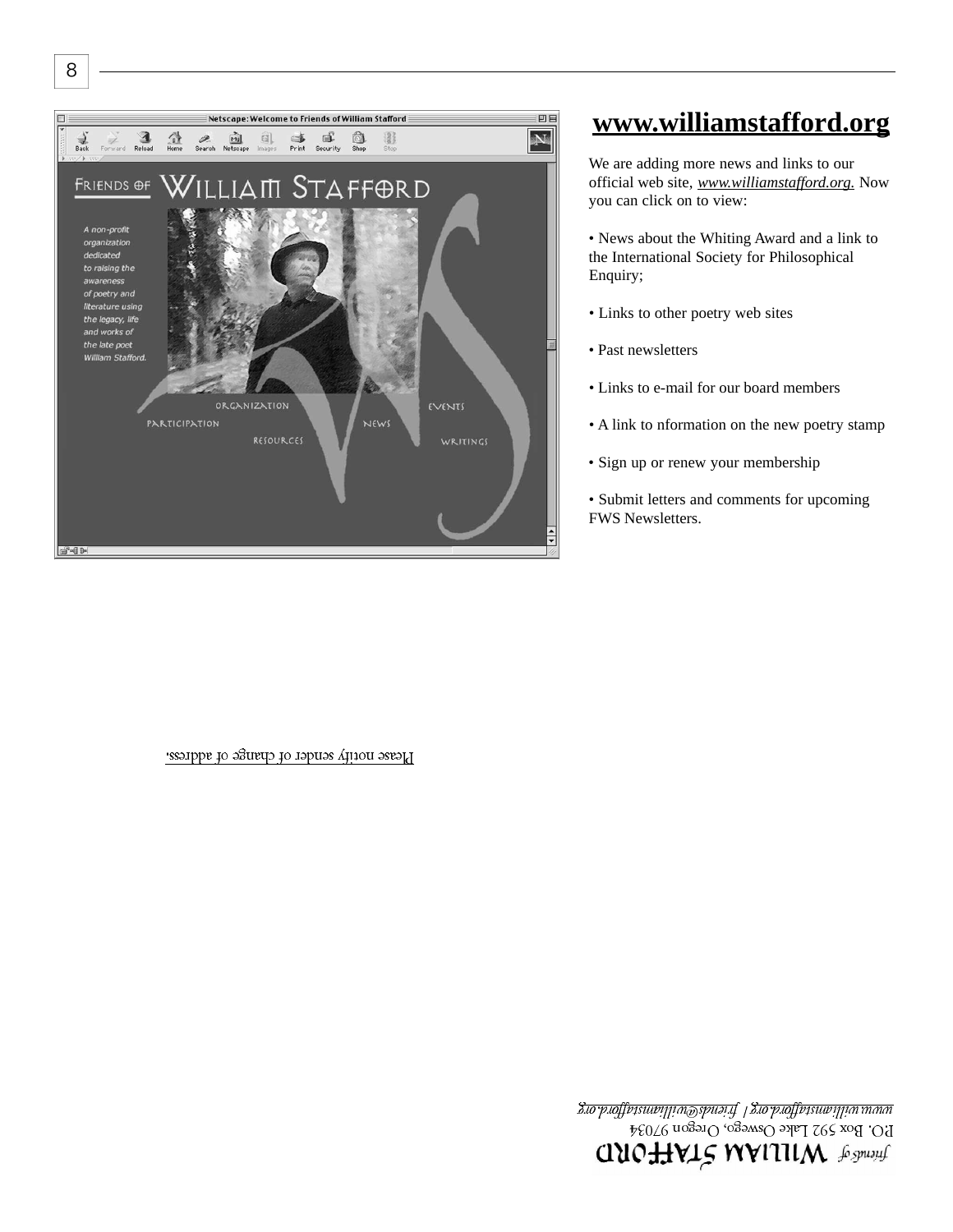## www.williamstafford.org

We are adding more news and links to our official web site, *www.williamstafford.org.* Now you can click on to view:

• News about the Whiting Award and a link to the International Society for Philosophical Enquiry;

• Links to other poetry web sites

• Past newsletters

• Links to e-mail for our board members

• A link to nformation on the new poetry stamp

• Sign up or renew your membership

• Submit letters and comments for upcoming FWS Newsletters.

Please notify sender of change of address.

*friends of* WILLIAM STAFFORD
P.O. Box 592 Lake Oswego, Oregon 97034
*www.williamstafford.org / friends@williamstafford.org*